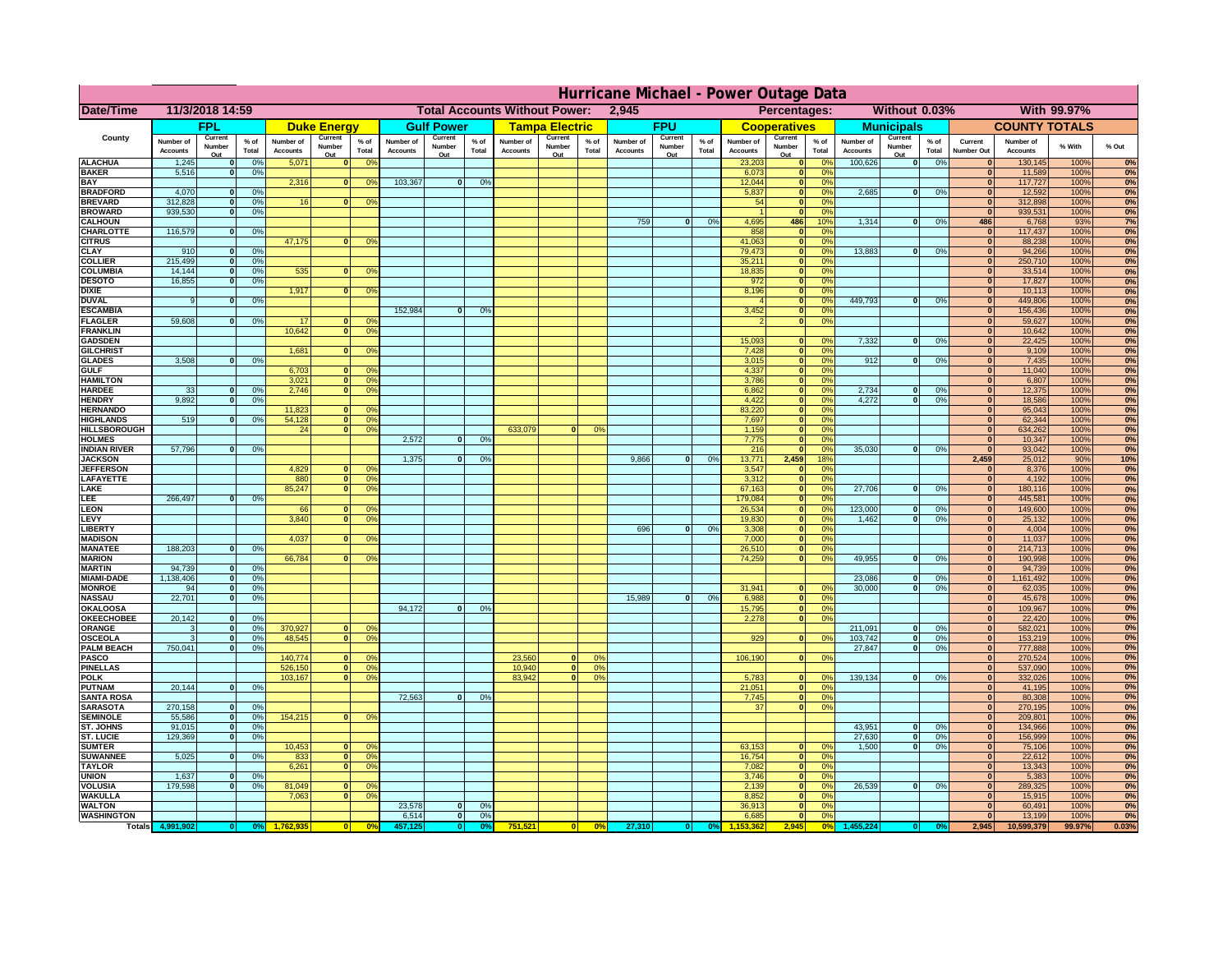# Hurricane Michael - Power Outage Data

| Date/Time | 11/3/2018 14:59 | Total Accounts Without Power: | 2,945 | Percentages: | Without 0.03% | With 99.97% |
|---|---|---|---|---|---|---|

| County | FPL | | | Duke Energy | | | Gulf Power | | | Tampa Electric | | | FPU | | | Cooperatives | | | Municipals | | | COUNTY TOTALS | | | |
|---|---|---|---|---|---|---|---|---|---|---|---|---|---|---|---|---|---|---|---|---|---|---|---|---|---|
| | Number of Accounts | Current Number Out | % of Total | Number of Accounts | Current Number Out | % of Total | Number of Accounts | Current Number Out | % of Total | Number of Accounts | Current Number Out | % of Total | Number of Accounts | Current Number Out | % of Total | Number of Accounts | Current Number Out | % of Total | Number of Accounts | Current Number Out | % of Total | Current Number Out | Number of Accounts | % With | % Out |
| ALACHUA | 1,245 | 0 | 0% | 5,071 | 0 | 0% | | | | | | | | | | 23,203 | 0 | 0% | 100,626 | 0 | 0% | 0 | 130,145 | 100% | 0% |
| BAKER | 5,516 | 0 | 0% | | | | | | | | | | | | | 6,073 | 0 | 0% | | | | 0 | 11,589 | 100% | 0% |
| BAY | | | | 2,316 | 0 | 0% | 103,367 | 0 | 0% | | | | | | | 12,044 | 0 | 0% | | | | 0 | 117,727 | 100% | 0% |
| BRADFORD | 4,070 | 0 | 0% | | | | | | | | | | | | | 5,837 | 0 | 0% | 2,685 | 0 | 0% | 0 | 12,592 | 100% | 0% |
| BREVARD | 312,828 | 0 | 0% | 16 | 0 | 0% | | | | | | | | | | 54 | 0 | 0% | | | | 0 | 312,898 | 100% | 0% |
| BROWARD | 939,530 | 0 | 0% | | | | | | | | | | | | | 1 | 0 | 0% | | | | 0 | 939,531 | 100% | 0% |
| CALHOUN | | | | | | | | | | | | | 759 | 0 | 0% | 4,695 | 486 | 10% | 1,314 | 0 | 0% | 486 | 6,768 | 93% | 7% |
| CHARLOTTE | 116,579 | 0 | 0% | | | | | | | | | | | | | 858 | 0 | 0% | | | | 0 | 117,437 | 100% | 0% |
| CITRUS | | | | 47,175 | 0 | 0% | | | | | | | | | | 41,063 | 0 | 0% | | | | 0 | 88,238 | 100% | 0% |
| CLAY | 910 | 0 | 0% | | | | | | | | | | | | | 79,473 | 0 | 0% | 13,883 | 0 | 0% | 0 | 94,266 | 100% | 0% |
| COLLIER | 215,499 | 0 | 0% | | | | | | | | | | | | | 35,211 | 0 | 0% | | | | 0 | 250,710 | 100% | 0% |
| COLUMBIA | 14,144 | 0 | 0% | 535 | 0 | 0% | | | | | | | | | | 18,835 | 0 | 0% | | | | 0 | 33,514 | 100% | 0% |
| DESOTO | 16,855 | 0 | 0% | | | | | | | | | | | | | 972 | 0 | 0% | | | | 0 | 17,827 | 100% | 0% |
| DIXIE | | | | 1,917 | 0 | 0% | | | | | | | | | | 8,196 | 0 | 0% | | | | 0 | 10,113 | 100% | 0% |
| DUVAL | 9 | 0 | 0% | | | | | | | | | | | | | 4 | 0 | 0% | 449,793 | 0 | 0% | 0 | 449,806 | 100% | 0% |
| ESCAMBIA | | | | | | | 152,984 | 0 | 0% | | | | | | | 3,452 | 0 | 0% | | | | 0 | 156,436 | 100% | 0% |
| FLAGLER | 59,608 | 0 | 0% | 17 | 0 | 0% | | | | | | | | | | 2 | 0 | 0% | | | | 0 | 59,627 | 100% | 0% |
| FRANKLIN | | | | 10,642 | 0 | 0% | | | | | | | | | | | | | | | | 0 | 10,642 | 100% | 0% |
| GADSDEN | | | | | | | | | | | | | | | | 15,093 | 0 | 0% | 7,332 | 0 | 0% | 0 | 22,425 | 100% | 0% |
| GILCHRIST | | | | 1,681 | 0 | 0% | | | | | | | | | | 7,428 | 0 | 0% | | | | 0 | 9,109 | 100% | 0% |
| GLADES | 3,508 | 0 | 0% | | | | | | | | | | | | | 3,015 | 0 | 0% | 912 | 0 | 0% | 0 | 7,435 | 100% | 0% |
| GULF | | | | 6,703 | 0 | 0% | | | | | | | | | | 4,337 | 0 | 0% | | | | 0 | 11,040 | 100% | 0% |
| HAMILTON | | | | 3,021 | 0 | 0% | | | | | | | | | | 3,786 | 0 | 0% | | | | 0 | 6,807 | 100% | 0% |
| HARDEE | 33 | 0 | 0% | 2,746 | 0 | 0% | | | | | | | | | | 6,862 | 0 | 0% | 2,734 | 0 | 0% | 0 | 12,375 | 100% | 0% |
| HENDRY | 9,892 | 0 | 0% | | | | | | | | | | | | | 4,422 | 0 | 0% | 4,272 | 0 | 0% | 0 | 18,586 | 100% | 0% |
| HERNANDO | | | | 11,823 | 0 | 0% | | | | | | | | | | 83,220 | 0 | 0% | | | | 0 | 95,043 | 100% | 0% |
| HIGHLANDS | 519 | 0 | 0% | 54,128 | 0 | 0% | | | | | | | | | | 7,697 | 0 | 0% | | | | 0 | 62,344 | 100% | 0% |
| HILLSBOROUGH | | | | 24 | 0 | 0% | | | | 633,079 | 0 | 0% | | | | 1,159 | 0 | 0% | | | | 0 | 634,262 | 100% | 0% |
| HOLMES | | | | | | | 2,572 | 0 | 0% | | | | | | | 7,775 | 0 | 0% | | | | 0 | 10,347 | 100% | 0% |
| INDIAN RIVER | 57,796 | 0 | 0% | | | | | | | | | | | | | 216 | 0 | 0% | 35,030 | 0 | 0% | 0 | 93,042 | 100% | 0% |
| JACKSON | | | | | | | 1,375 | 0 | 0% | | | | 9,866 | 0 | 0% | 13,771 | 2,459 | 18% | | | | 2,459 | 25,012 | 90% | 10% |
| JEFFERSON | | | | 4,829 | 0 | 0% | | | | | | | | | | 3,547 | 0 | 0% | | | | 0 | 8,376 | 100% | 0% |
| LAFAYETTE | | | | 880 | 0 | 0% | | | | | | | | | | 3,312 | 0 | 0% | | | | 0 | 4,192 | 100% | 0% |
| LAKE | | | | 85,247 | 0 | 0% | | | | | | | | | | 67,163 | 0 | 0% | 27,706 | 0 | 0% | 0 | 180,116 | 100% | 0% |
| LEE | 266,497 | 0 | 0% | | | | | | | | | | | | | 179,084 | 0 | 0% | | | | 0 | 445,581 | 100% | 0% |
| LEON | | | | 66 | 0 | 0% | | | | | | | | | | 26,534 | 0 | 0% | 123,000 | 0 | 0% | 0 | 149,600 | 100% | 0% |
| LEVY | | | | 3,840 | 0 | 0% | | | | | | | | | | 19,830 | 0 | 0% | 1,462 | 0 | 0% | 0 | 25,132 | 100% | 0% |
| LIBERTY | | | | | | | | | | | | | 696 | 0 | 0% | 3,308 | 0 | 0% | | | | 0 | 4,004 | 100% | 0% |
| MADISON | | | | 4,037 | 0 | 0% | | | | | | | | | | 7,000 | 0 | 0% | | | | 0 | 11,037 | 100% | 0% |
| MANATEE | 188,203 | 0 | 0% | | | | | | | | | | | | | 26,510 | 0 | 0% | | | | 0 | 214,713 | 100% | 0% |
| MARION | | | | 66,784 | 0 | 0% | | | | | | | | | | 74,259 | 0 | 0% | 49,955 | 0 | 0% | 0 | 190,998 | 100% | 0% |
| MARTIN | 94,739 | 0 | 0% | | | | | | | | | | | | | | | | | | | 0 | 94,739 | 100% | 0% |
| MIAMI-DADE | 1,138,406 | 0 | 0% | | | | | | | | | | | | | | | | 23,086 | 0 | 0% | 0 | 1,161,492 | 100% | 0% |
| MONROE | 94 | 0 | 0% | | | | | | | | | | | | | 31,941 | 0 | 0% | 30,000 | 0 | 0% | 0 | 62,035 | 100% | 0% |
| NASSAU | 22,701 | 0 | 0% | | | | | | | | | | 15,989 | 0 | 0% | 6,988 | 0 | 0% | | | | 0 | 45,678 | 100% | 0% |
| OKALOOSA | | | | | | | 94,172 | 0 | 0% | | | | | | | 15,795 | 0 | 0% | | | | 0 | 109,967 | 100% | 0% |
| OKEECHOBEE | 20,142 | 0 | 0% | | | | | | | | | | | | | 2,278 | 0 | 0% | | | | 0 | 22,420 | 100% | 0% |
| ORANGE | 3 | 0 | 0% | 370,927 | 0 | 0% | | | | | | | | | | | | | 211,091 | 0 | 0% | 0 | 582,021 | 100% | 0% |
| OSCEOLA | 3 | 0 | 0% | 48,545 | 0 | 0% | | | | | | | | | | 929 | 0 | 0% | 103,742 | 0 | 0% | 0 | 153,219 | 100% | 0% |
| PALM BEACH | 750,041 | 0 | 0% | | | | | | | | | | | | | | | | 27,847 | 0 | 0% | 0 | 777,888 | 100% | 0% |
| PASCO | | | | 140,774 | 0 | 0% | | | | 23,560 | 0 | 0% | | | | 106,190 | 0 | 0% | | | | 0 | 270,524 | 100% | 0% |
| PINELLAS | | | | 526,150 | 0 | 0% | | | | 10,940 | 0 | 0% | | | | | | | | | | 0 | 537,090 | 100% | 0% |
| POLK | | | | 103,167 | 0 | 0% | | | | 83,942 | 0 | 0% | | | | 5,783 | 0 | 0% | 139,134 | 0 | 0% | 0 | 332,026 | 100% | 0% |
| PUTNAM | 20,144 | 0 | 0% | | | | | | | | | | | | | 21,051 | 0 | 0% | | | | 0 | 41,195 | 100% | 0% |
| SANTA ROSA | | | | | | | 72,563 | 0 | 0% | | | | | | | 7,745 | 0 | 0% | | | | 0 | 80,308 | 100% | 0% |
| SARASOTA | 270,158 | 0 | 0% | | | | | | | | | | | | | 37 | 0 | 0% | | | | 0 | 270,195 | 100% | 0% |
| SEMINOLE | 55,586 | 0 | 0% | 154,215 | 0 | 0% | | | | | | | | | | | | | | | | 0 | 209,801 | 100% | 0% |
| ST. JOHNS | 91,015 | 0 | 0% | | | | | | | | | | | | | | | | 43,951 | 0 | 0% | 0 | 134,966 | 100% | 0% |
| ST. LUCIE | 129,369 | 0 | 0% | | | | | | | | | | | | | | | | 27,630 | 0 | 0% | 0 | 156,999 | 100% | 0% |
| SUMTER | | | | 10,453 | 0 | 0% | | | | | | | | | | 63,153 | 0 | 0% | 1,500 | 0 | 0% | 0 | 75,106 | 100% | 0% |
| SUWANNEE | 5,025 | 0 | 0% | 833 | 0 | 0% | | | | | | | | | | 16,754 | 0 | 0% | | | | 0 | 22,612 | 100% | 0% |
| TAYLOR | | | | 6,261 | 0 | 0% | | | | | | | | | | 7,082 | 0 | 0% | | | | 0 | 13,343 | 100% | 0% |
| UNION | 1,637 | 0 | 0% | | | | | | | | | | | | | 3,746 | 0 | 0% | | | | 0 | 5,383 | 100% | 0% |
| VOLUSIA | 179,598 | 0 | 0% | 81,049 | 0 | 0% | | | | | | | | | | 2,139 | 0 | 0% | 26,539 | 0 | 0% | 0 | 289,325 | 100% | 0% |
| WAKULLA | | | | 7,063 | 0 | 0% | | | | | | | | | | 8,852 | 0 | 0% | | | | 0 | 15,915 | 100% | 0% |
| WALTON | | | | | | | 23,578 | 0 | 0% | | | | | | | 36,913 | 0 | 0% | | | | 0 | 60,491 | 100% | 0% |
| WASHINGTON | | | | | | | 6,514 | 0 | 0% | | | | | | | 6,685 | 0 | 0% | | | | 0 | 13,199 | 100% | 0% |
| Totals | 4,991,902 | 0 | 0% | 1,762,935 | 0 | 0% | 457,125 | 0 | 0% | 751,521 | 0 | 0% | 27,310 | 0 | 0% | 1,153,362 | 2,945 | 0% | 1,455,224 | 0 | 0% | 2,945 | 10,599,379 | 99.97% | 0.03% |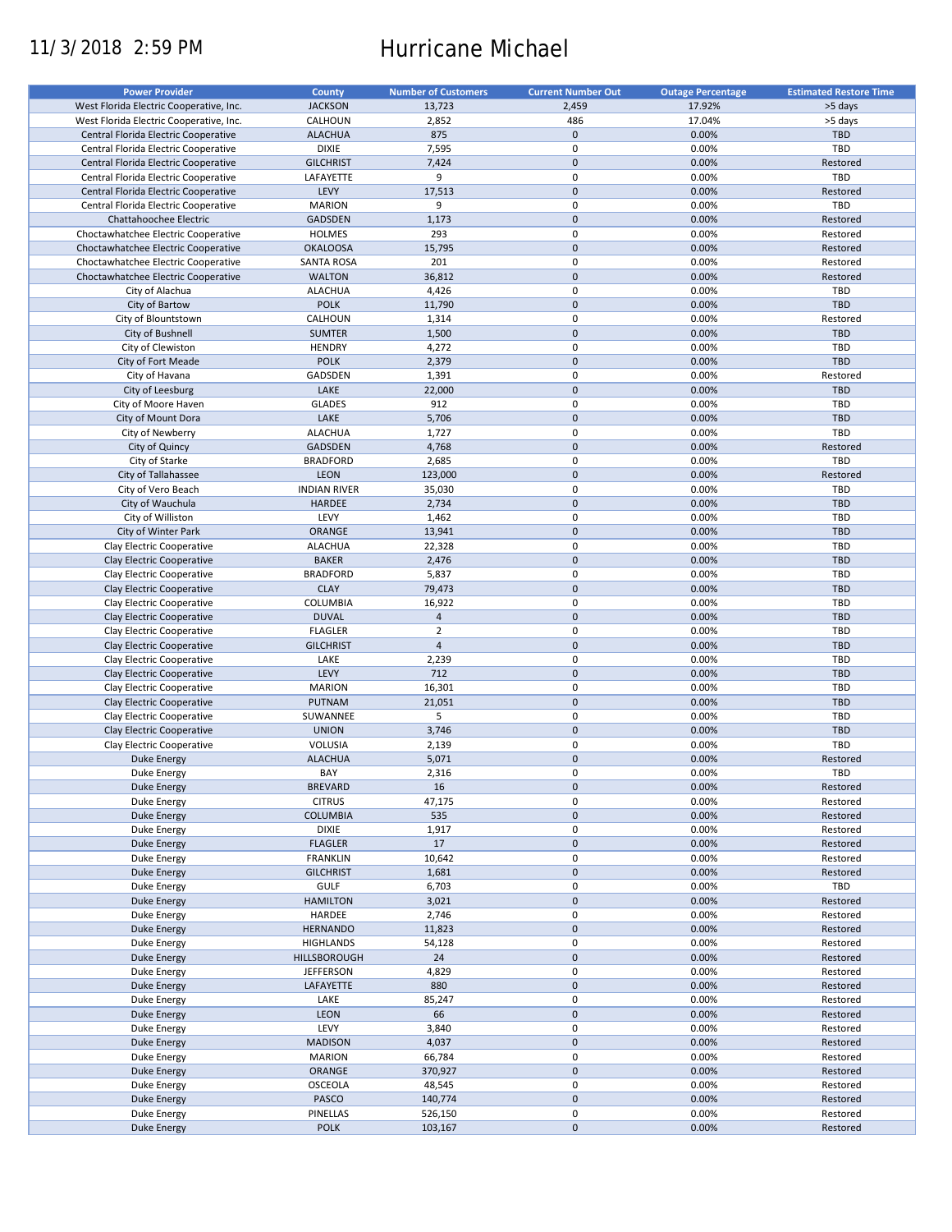11/3/2018 2:59 PM

# Hurricane Michael

| Power Provider | County | Number of Customers | Current Number Out | Outage Percentage | Estimated Restore Time |
|---|---|---|---|---|---|
| West Florida Electric Cooperative, Inc. | JACKSON | 13,723 | 2,459 | 17.92% | >5 days |
| West Florida Electric Cooperative, Inc. | CALHOUN | 2,852 | 486 | 17.04% | >5 days |
| Central Florida Electric Cooperative | ALACHUA | 875 | 0 | 0.00% | TBD |
| Central Florida Electric Cooperative | DIXIE | 7,595 | 0 | 0.00% | TBD |
| Central Florida Electric Cooperative | GILCHRIST | 7,424 | 0 | 0.00% | Restored |
| Central Florida Electric Cooperative | LAFAYETTE | 9 | 0 | 0.00% | TBD |
| Central Florida Electric Cooperative | LEVY | 17,513 | 0 | 0.00% | Restored |
| Central Florida Electric Cooperative | MARION | 9 | 0 | 0.00% | TBD |
| Chattahoochee Electric | GADSDEN | 1,173 | 0 | 0.00% | Restored |
| Choctawhatchee Electric Cooperative | HOLMES | 293 | 0 | 0.00% | Restored |
| Choctawhatchee Electric Cooperative | OKALOOSA | 15,795 | 0 | 0.00% | Restored |
| Choctawhatchee Electric Cooperative | SANTA ROSA | 201 | 0 | 0.00% | Restored |
| Choctawhatchee Electric Cooperative | WALTON | 36,812 | 0 | 0.00% | Restored |
| City of Alachua | ALACHUA | 4,426 | 0 | 0.00% | TBD |
| City of Bartow | POLK | 11,790 | 0 | 0.00% | TBD |
| City of Blountstown | CALHOUN | 1,314 | 0 | 0.00% | Restored |
| City of Bushnell | SUMTER | 1,500 | 0 | 0.00% | TBD |
| City of Clewiston | HENDRY | 4,272 | 0 | 0.00% | TBD |
| City of Fort Meade | POLK | 2,379 | 0 | 0.00% | TBD |
| City of Havana | GADSDEN | 1,391 | 0 | 0.00% | Restored |
| City of Leesburg | LAKE | 22,000 | 0 | 0.00% | TBD |
| City of Moore Haven | GLADES | 912 | 0 | 0.00% | TBD |
| City of Mount Dora | LAKE | 5,706 | 0 | 0.00% | TBD |
| City of Newberry | ALACHUA | 1,727 | 0 | 0.00% | TBD |
| City of Quincy | GADSDEN | 4,768 | 0 | 0.00% | Restored |
| City of Starke | BRADFORD | 2,685 | 0 | 0.00% | TBD |
| City of Tallahassee | LEON | 123,000 | 0 | 0.00% | Restored |
| City of Vero Beach | INDIAN RIVER | 35,030 | 0 | 0.00% | TBD |
| City of Wauchula | HARDEE | 2,734 | 0 | 0.00% | TBD |
| City of Williston | LEVY | 1,462 | 0 | 0.00% | TBD |
| City of Winter Park | ORANGE | 13,941 | 0 | 0.00% | TBD |
| Clay Electric Cooperative | ALACHUA | 22,328 | 0 | 0.00% | TBD |
| Clay Electric Cooperative | BAKER | 2,476 | 0 | 0.00% | TBD |
| Clay Electric Cooperative | BRADFORD | 5,837 | 0 | 0.00% | TBD |
| Clay Electric Cooperative | CLAY | 79,473 | 0 | 0.00% | TBD |
| Clay Electric Cooperative | COLUMBIA | 16,922 | 0 | 0.00% | TBD |
| Clay Electric Cooperative | DUVAL | 4 | 0 | 0.00% | TBD |
| Clay Electric Cooperative | FLAGLER | 2 | 0 | 0.00% | TBD |
| Clay Electric Cooperative | GILCHRIST | 4 | 0 | 0.00% | TBD |
| Clay Electric Cooperative | LAKE | 2,239 | 0 | 0.00% | TBD |
| Clay Electric Cooperative | LEVY | 712 | 0 | 0.00% | TBD |
| Clay Electric Cooperative | MARION | 16,301 | 0 | 0.00% | TBD |
| Clay Electric Cooperative | PUTNAM | 21,051 | 0 | 0.00% | TBD |
| Clay Electric Cooperative | SUWANNEE | 5 | 0 | 0.00% | TBD |
| Clay Electric Cooperative | UNION | 3,746 | 0 | 0.00% | TBD |
| Clay Electric Cooperative | VOLUSIA | 2,139 | 0 | 0.00% | TBD |
| Duke Energy | ALACHUA | 5,071 | 0 | 0.00% | Restored |
| Duke Energy | BAY | 2,316 | 0 | 0.00% | TBD |
| Duke Energy | BREVARD | 16 | 0 | 0.00% | Restored |
| Duke Energy | CITRUS | 47,175 | 0 | 0.00% | Restored |
| Duke Energy | COLUMBIA | 535 | 0 | 0.00% | Restored |
| Duke Energy | DIXIE | 1,917 | 0 | 0.00% | Restored |
| Duke Energy | FLAGLER | 17 | 0 | 0.00% | Restored |
| Duke Energy | FRANKLIN | 10,642 | 0 | 0.00% | Restored |
| Duke Energy | GILCHRIST | 1,681 | 0 | 0.00% | Restored |
| Duke Energy | GULF | 6,703 | 0 | 0.00% | TBD |
| Duke Energy | HAMILTON | 3,021 | 0 | 0.00% | Restored |
| Duke Energy | HARDEE | 2,746 | 0 | 0.00% | Restored |
| Duke Energy | HERNANDO | 11,823 | 0 | 0.00% | Restored |
| Duke Energy | HIGHLANDS | 54,128 | 0 | 0.00% | Restored |
| Duke Energy | HILLSBOROUGH | 24 | 0 | 0.00% | Restored |
| Duke Energy | JEFFERSON | 4,829 | 0 | 0.00% | Restored |
| Duke Energy | LAFAYETTE | 880 | 0 | 0.00% | Restored |
| Duke Energy | LAKE | 85,247 | 0 | 0.00% | Restored |
| Duke Energy | LEON | 66 | 0 | 0.00% | Restored |
| Duke Energy | LEVY | 3,840 | 0 | 0.00% | Restored |
| Duke Energy | MADISON | 4,037 | 0 | 0.00% | Restored |
| Duke Energy | MARION | 66,784 | 0 | 0.00% | Restored |
| Duke Energy | ORANGE | 370,927 | 0 | 0.00% | Restored |
| Duke Energy | OSCEOLA | 48,545 | 0 | 0.00% | Restored |
| Duke Energy | PASCO | 140,774 | 0 | 0.00% | Restored |
| Duke Energy | PINELLAS | 526,150 | 0 | 0.00% | Restored |
| Duke Energy | POLK | 103,167 | 0 | 0.00% | Restored |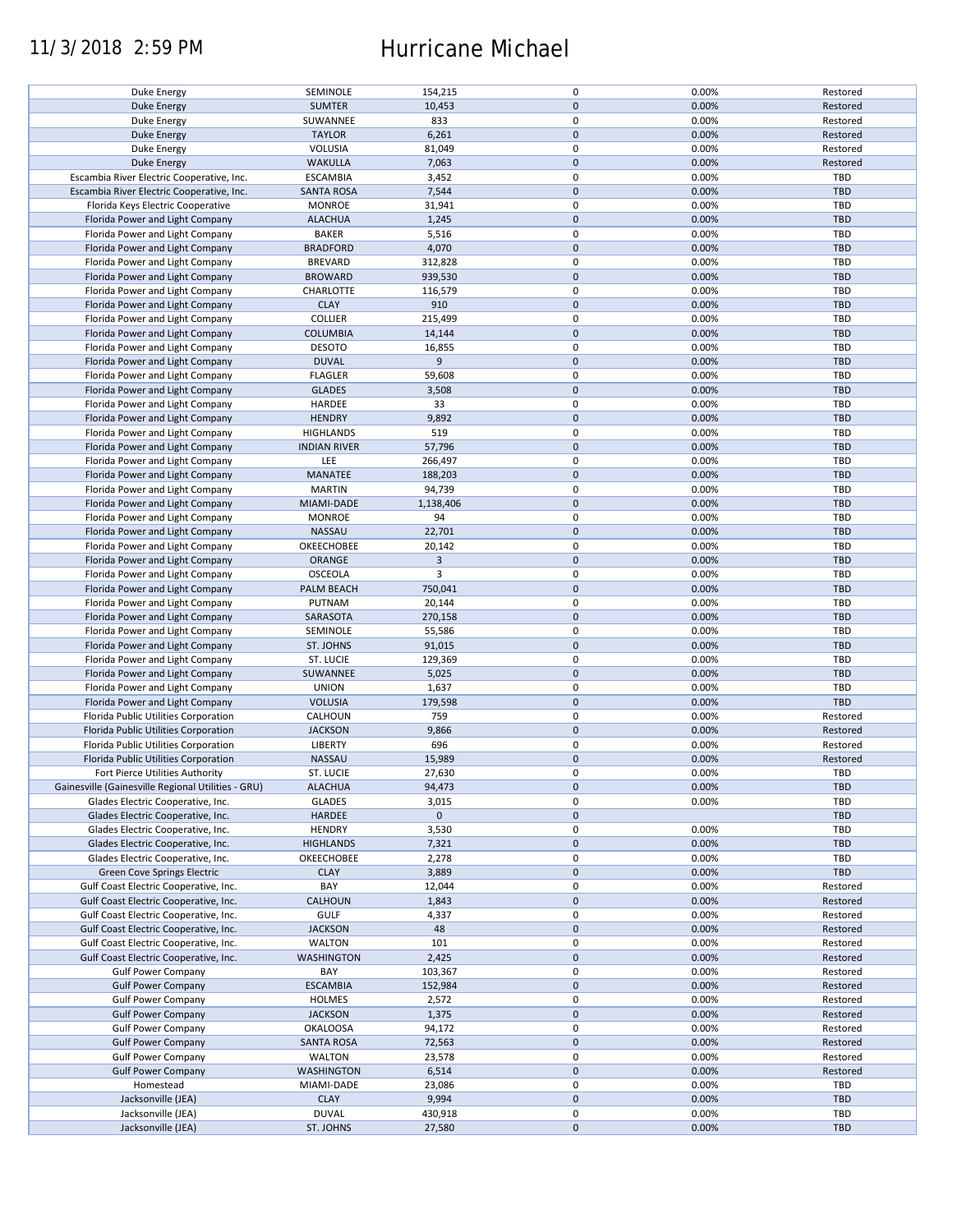| | | | | | |
|---|---|---|---|---|---|
| Duke Energy | SEMINOLE | 154,215 | 0 | 0.00% | Restored |
| Duke Energy | SUMTER | 10,453 | 0 | 0.00% | Restored |
| Duke Energy | SUWANNEE | 833 | 0 | 0.00% | Restored |
| Duke Energy | TAYLOR | 6,261 | 0 | 0.00% | Restored |
| Duke Energy | VOLUSIA | 81,049 | 0 | 0.00% | Restored |
| Duke Energy | WAKULLA | 7,063 | 0 | 0.00% | Restored |
| Escambia River Electric Cooperative, Inc. | ESCAMBIA | 3,452 | 0 | 0.00% | TBD |
| Escambia River Electric Cooperative, Inc. | SANTA ROSA | 7,544 | 0 | 0.00% | TBD |
| Florida Keys Electric Cooperative | MONROE | 31,941 | 0 | 0.00% | TBD |
| Florida Power and Light Company | ALACHUA | 1,245 | 0 | 0.00% | TBD |
| Florida Power and Light Company | BAKER | 5,516 | 0 | 0.00% | TBD |
| Florida Power and Light Company | BRADFORD | 4,070 | 0 | 0.00% | TBD |
| Florida Power and Light Company | BREVARD | 312,828 | 0 | 0.00% | TBD |
| Florida Power and Light Company | BROWARD | 939,530 | 0 | 0.00% | TBD |
| Florida Power and Light Company | CHARLOTTE | 116,579 | 0 | 0.00% | TBD |
| Florida Power and Light Company | CLAY | 910 | 0 | 0.00% | TBD |
| Florida Power and Light Company | COLLIER | 215,499 | 0 | 0.00% | TBD |
| Florida Power and Light Company | COLUMBIA | 14,144 | 0 | 0.00% | TBD |
| Florida Power and Light Company | DESOTO | 16,855 | 0 | 0.00% | TBD |
| Florida Power and Light Company | DUVAL | 9 | 0 | 0.00% | TBD |
| Florida Power and Light Company | FLAGLER | 59,608 | 0 | 0.00% | TBD |
| Florida Power and Light Company | GLADES | 3,508 | 0 | 0.00% | TBD |
| Florida Power and Light Company | HARDEE | 33 | 0 | 0.00% | TBD |
| Florida Power and Light Company | HENDRY | 9,892 | 0 | 0.00% | TBD |
| Florida Power and Light Company | HIGHLANDS | 519 | 0 | 0.00% | TBD |
| Florida Power and Light Company | INDIAN RIVER | 57,796 | 0 | 0.00% | TBD |
| Florida Power and Light Company | LEE | 266,497 | 0 | 0.00% | TBD |
| Florida Power and Light Company | MANATEE | 188,203 | 0 | 0.00% | TBD |
| Florida Power and Light Company | MARTIN | 94,739 | 0 | 0.00% | TBD |
| Florida Power and Light Company | MIAMI-DADE | 1,138,406 | 0 | 0.00% | TBD |
| Florida Power and Light Company | MONROE | 94 | 0 | 0.00% | TBD |
| Florida Power and Light Company | NASSAU | 22,701 | 0 | 0.00% | TBD |
| Florida Power and Light Company | OKEECHOBEE | 20,142 | 0 | 0.00% | TBD |
| Florida Power and Light Company | ORANGE | 3 | 0 | 0.00% | TBD |
| Florida Power and Light Company | OSCEOLA | 3 | 0 | 0.00% | TBD |
| Florida Power and Light Company | PALM BEACH | 750,041 | 0 | 0.00% | TBD |
| Florida Power and Light Company | PUTNAM | 20,144 | 0 | 0.00% | TBD |
| Florida Power and Light Company | SARASOTA | 270,158 | 0 | 0.00% | TBD |
| Florida Power and Light Company | SEMINOLE | 55,586 | 0 | 0.00% | TBD |
| Florida Power and Light Company | ST. JOHNS | 91,015 | 0 | 0.00% | TBD |
| Florida Power and Light Company | ST. LUCIE | 129,369 | 0 | 0.00% | TBD |
| Florida Power and Light Company | SUWANNEE | 5,025 | 0 | 0.00% | TBD |
| Florida Power and Light Company | UNION | 1,637 | 0 | 0.00% | TBD |
| Florida Power and Light Company | VOLUSIA | 179,598 | 0 | 0.00% | TBD |
| Florida Public Utilities Corporation | CALHOUN | 759 | 0 | 0.00% | Restored |
| Florida Public Utilities Corporation | JACKSON | 9,866 | 0 | 0.00% | Restored |
| Florida Public Utilities Corporation | LIBERTY | 696 | 0 | 0.00% | Restored |
| Florida Public Utilities Corporation | NASSAU | 15,989 | 0 | 0.00% | Restored |
| Fort Pierce Utilities Authority | ST. LUCIE | 27,630 | 0 | 0.00% | TBD |
| Gainesville (Gainesville Regional Utilities - GRU) | ALACHUA | 94,473 | 0 | 0.00% | TBD |
| Glades Electric Cooperative, Inc. | GLADES | 3,015 | 0 | 0.00% | TBD |
| Glades Electric Cooperative, Inc. | HARDEE | 0 | 0 | | TBD |
| Glades Electric Cooperative, Inc. | HENDRY | 3,530 | 0 | 0.00% | TBD |
| Glades Electric Cooperative, Inc. | HIGHLANDS | 7,321 | 0 | 0.00% | TBD |
| Glades Electric Cooperative, Inc. | OKEECHOBEE | 2,278 | 0 | 0.00% | TBD |
| Green Cove Springs Electric | CLAY | 3,889 | 0 | 0.00% | TBD |
| Gulf Coast Electric Cooperative, Inc. | BAY | 12,044 | 0 | 0.00% | Restored |
| Gulf Coast Electric Cooperative, Inc. | CALHOUN | 1,843 | 0 | 0.00% | Restored |
| Gulf Coast Electric Cooperative, Inc. | GULF | 4,337 | 0 | 0.00% | Restored |
| Gulf Coast Electric Cooperative, Inc. | JACKSON | 48 | 0 | 0.00% | Restored |
| Gulf Coast Electric Cooperative, Inc. | WALTON | 101 | 0 | 0.00% | Restored |
| Gulf Coast Electric Cooperative, Inc. | WASHINGTON | 2,425 | 0 | 0.00% | Restored |
| Gulf Power Company | BAY | 103,367 | 0 | 0.00% | Restored |
| Gulf Power Company | ESCAMBIA | 152,984 | 0 | 0.00% | Restored |
| Gulf Power Company | HOLMES | 2,572 | 0 | 0.00% | Restored |
| Gulf Power Company | JACKSON | 1,375 | 0 | 0.00% | Restored |
| Gulf Power Company | OKALOOSA | 94,172 | 0 | 0.00% | Restored |
| Gulf Power Company | SANTA ROSA | 72,563 | 0 | 0.00% | Restored |
| Gulf Power Company | WALTON | 23,578 | 0 | 0.00% | Restored |
| Gulf Power Company | WASHINGTON | 6,514 | 0 | 0.00% | Restored |
| Homestead | MIAMI-DADE | 23,086 | 0 | 0.00% | TBD |
| Jacksonville (JEA) | CLAY | 9,994 | 0 | 0.00% | TBD |
| Jacksonville (JEA) | DUVAL | 430,918 | 0 | 0.00% | TBD |
| Jacksonville (JEA) | ST. JOHNS | 27,580 | 0 | 0.00% | TBD |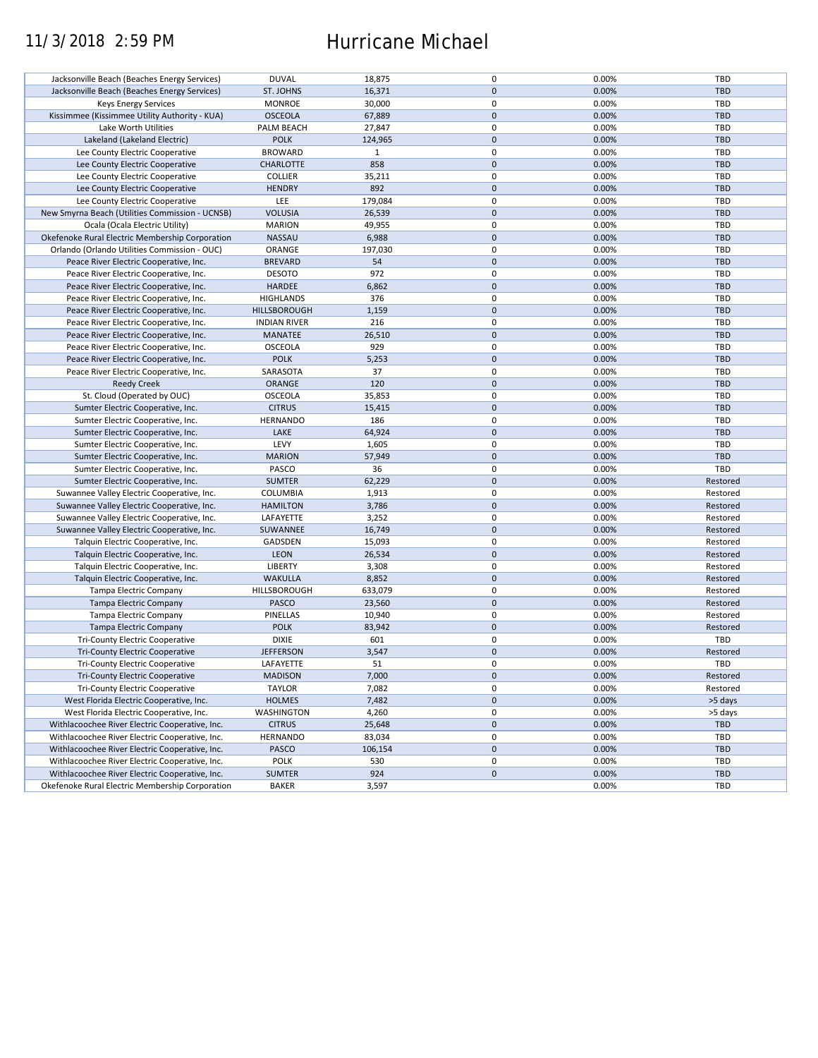11/3/2018 2:59 PM

# Hurricane Michael

| | | | | | |
|---|---|---|---|---|---|
| Jacksonville Beach (Beaches Energy Services) | DUVAL | 18,875 | 0 | 0.00% | TBD |
| Jacksonville Beach (Beaches Energy Services) | ST. JOHNS | 16,371 | 0 | 0.00% | TBD |
| Keys Energy Services | MONROE | 30,000 | 0 | 0.00% | TBD |
| Kissimmee (Kissimmee Utility Authority - KUA) | OSCEOLA | 67,889 | 0 | 0.00% | TBD |
| Lake Worth Utilities | PALM BEACH | 27,847 | 0 | 0.00% | TBD |
| Lakeland (Lakeland Electric) | POLK | 124,965 | 0 | 0.00% | TBD |
| Lee County Electric Cooperative | BROWARD | 1 | 0 | 0.00% | TBD |
| Lee County Electric Cooperative | CHARLOTTE | 858 | 0 | 0.00% | TBD |
| Lee County Electric Cooperative | COLLIER | 35,211 | 0 | 0.00% | TBD |
| Lee County Electric Cooperative | HENDRY | 892 | 0 | 0.00% | TBD |
| Lee County Electric Cooperative | LEE | 179,084 | 0 | 0.00% | TBD |
| New Smyrna Beach (Utilities Commission - UCNSB) | VOLUSIA | 26,539 | 0 | 0.00% | TBD |
| Ocala (Ocala Electric Utility) | MARION | 49,955 | 0 | 0.00% | TBD |
| Okefenoke Rural Electric Membership Corporation | NASSAU | 6,988 | 0 | 0.00% | TBD |
| Orlando (Orlando Utilities Commission - OUC) | ORANGE | 197,030 | 0 | 0.00% | TBD |
| Peace River Electric Cooperative, Inc. | BREVARD | 54 | 0 | 0.00% | TBD |
| Peace River Electric Cooperative, Inc. | DESOTO | 972 | 0 | 0.00% | TBD |
| Peace River Electric Cooperative, Inc. | HARDEE | 6,862 | 0 | 0.00% | TBD |
| Peace River Electric Cooperative, Inc. | HIGHLANDS | 376 | 0 | 0.00% | TBD |
| Peace River Electric Cooperative, Inc. | HILLSBOROUGH | 1,159 | 0 | 0.00% | TBD |
| Peace River Electric Cooperative, Inc. | INDIAN RIVER | 216 | 0 | 0.00% | TBD |
| Peace River Electric Cooperative, Inc. | MANATEE | 26,510 | 0 | 0.00% | TBD |
| Peace River Electric Cooperative, Inc. | OSCEOLA | 929 | 0 | 0.00% | TBD |
| Peace River Electric Cooperative, Inc. | POLK | 5,253 | 0 | 0.00% | TBD |
| Peace River Electric Cooperative, Inc. | SARASOTA | 37 | 0 | 0.00% | TBD |
| Reedy Creek | ORANGE | 120 | 0 | 0.00% | TBD |
| St. Cloud (Operated by OUC) | OSCEOLA | 35,853 | 0 | 0.00% | TBD |
| Sumter Electric Cooperative, Inc. | CITRUS | 15,415 | 0 | 0.00% | TBD |
| Sumter Electric Cooperative, Inc. | HERNANDO | 186 | 0 | 0.00% | TBD |
| Sumter Electric Cooperative, Inc. | LAKE | 64,924 | 0 | 0.00% | TBD |
| Sumter Electric Cooperative, Inc. | LEVY | 1,605 | 0 | 0.00% | TBD |
| Sumter Electric Cooperative, Inc. | MARION | 57,949 | 0 | 0.00% | TBD |
| Sumter Electric Cooperative, Inc. | PASCO | 36 | 0 | 0.00% | TBD |
| Sumter Electric Cooperative, Inc. | SUMTER | 62,229 | 0 | 0.00% | Restored |
| Suwannee Valley Electric Cooperative, Inc. | COLUMBIA | 1,913 | 0 | 0.00% | Restored |
| Suwannee Valley Electric Cooperative, Inc. | HAMILTON | 3,786 | 0 | 0.00% | Restored |
| Suwannee Valley Electric Cooperative, Inc. | LAFAYETTE | 3,252 | 0 | 0.00% | Restored |
| Suwannee Valley Electric Cooperative, Inc. | SUWANNEE | 16,749 | 0 | 0.00% | Restored |
| Talquin Electric Cooperative, Inc. | GADSDEN | 15,093 | 0 | 0.00% | Restored |
| Talquin Electric Cooperative, Inc. | LEON | 26,534 | 0 | 0.00% | Restored |
| Talquin Electric Cooperative, Inc. | LIBERTY | 3,308 | 0 | 0.00% | Restored |
| Talquin Electric Cooperative, Inc. | WAKULLA | 8,852 | 0 | 0.00% | Restored |
| Tampa Electric Company | HILLSBOROUGH | 633,079 | 0 | 0.00% | Restored |
| Tampa Electric Company | PASCO | 23,560 | 0 | 0.00% | Restored |
| Tampa Electric Company | PINELLAS | 10,940 | 0 | 0.00% | Restored |
| Tampa Electric Company | POLK | 83,942 | 0 | 0.00% | Restored |
| Tri-County Electric Cooperative | DIXIE | 601 | 0 | 0.00% | TBD |
| Tri-County Electric Cooperative | JEFFERSON | 3,547 | 0 | 0.00% | Restored |
| Tri-County Electric Cooperative | LAFAYETTE | 51 | 0 | 0.00% | TBD |
| Tri-County Electric Cooperative | MADISON | 7,000 | 0 | 0.00% | Restored |
| Tri-County Electric Cooperative | TAYLOR | 7,082 | 0 | 0.00% | Restored |
| West Florida Electric Cooperative, Inc. | HOLMES | 7,482 | 0 | 0.00% | >5 days |
| West Florida Electric Cooperative, Inc. | WASHINGTON | 4,260 | 0 | 0.00% | >5 days |
| Withlacoochee River Electric Cooperative, Inc. | CITRUS | 25,648 | 0 | 0.00% | TBD |
| Withlacoochee River Electric Cooperative, Inc. | HERNANDO | 83,034 | 0 | 0.00% | TBD |
| Withlacoochee River Electric Cooperative, Inc. | PASCO | 106,154 | 0 | 0.00% | TBD |
| Withlacoochee River Electric Cooperative, Inc. | POLK | 530 | 0 | 0.00% | TBD |
| Withlacoochee River Electric Cooperative, Inc. | SUMTER | 924 | 0 | 0.00% | TBD |
| Okefenoke Rural Electric Membership Corporation | BAKER | 3,597 | | 0.00% | TBD |